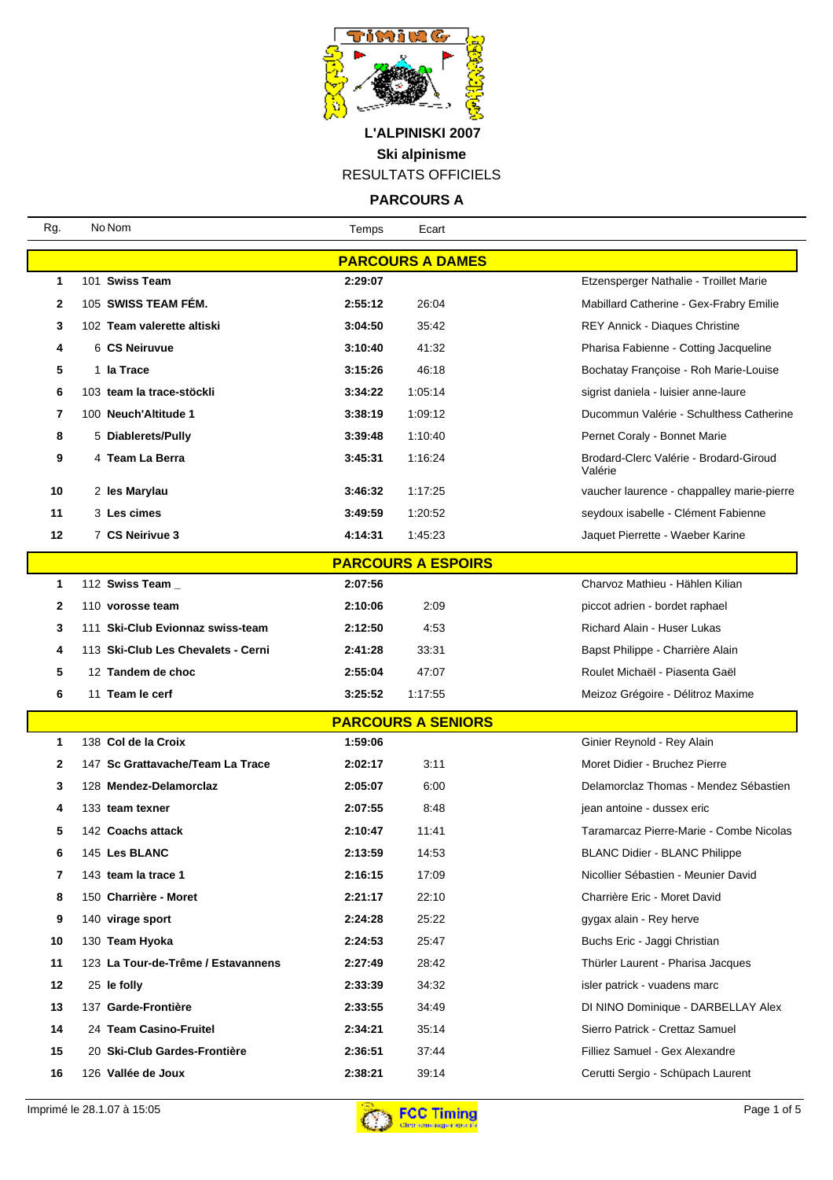# L'ALPINISKI 2007

## Ski alpinisme

RESULTATS OFFICIELS

### PARCOURS A

| Rg. | No | Nom | Temps | Ecart | |
|---|---|---|---|---|---|
| | | **PARCOURS A DAMES** | | | |
| **1** | 101 | **Swiss Team** | **2:29:07** | | Etzensperger Nathalie - Troillet Marie |
| **2** | 105 | **SWISS TEAM FÉM.** | **2:55:12** | 26:04 | Mabillard Catherine - Gex-Frabry Emilie |
| **3** | 102 | **Team valerette altiski** | **3:04:50** | 35:42 | REY Annick - Diaques Christine |
| **4** | 6 | **CS Neiruvue** | **3:10:40** | 41:32 | Pharisa Fabienne - Cotting Jacqueline |
| **5** | 1 | **la Trace** | **3:15:26** | 46:18 | Bochatay Françoise - Roh Marie-Louise |
| **6** | 103 | **team la trace-stöckli** | **3:34:22** | 1:05:14 | sigrist daniela - luisier anne-laure |
| **7** | 100 | **Neuch'Altitude 1** | **3:38:19** | 1:09:12 | Ducommun Valérie - Schulthess Catherine |
| **8** | 5 | **Diablerets/Pully** | **3:39:48** | 1:10:40 | Pernet Coraly - Bonnet Marie |
| **9** | 4 | **Team La Berra** | **3:45:31** | 1:16:24 | Brodard-Clerc Valérie - Brodard-Giroud Valérie |
| **10** | 2 | **les Marylau** | **3:46:32** | 1:17:25 | vaucher laurence - chappalley marie-pierre |
| **11** | 3 | **Les cimes** | **3:49:59** | 1:20:52 | seydoux isabelle - Clément Fabienne |
| **12** | 7 | **CS Neirivue 3** | **4:14:31** | 1:45:23 | Jaquet Pierrette - Waeber Karine |
| | | **PARCOURS A ESPOIRS** | | | |
| **1** | 112 | **Swiss Team _** | **2:07:56** | | Charvoz Mathieu - Hählen Kilian |
| **2** | 110 | **vorosse team** | **2:10:06** | 2:09 | piccot adrien - bordet raphael |
| **3** | 111 | **Ski-Club Evionnaz swiss-team** | **2:12:50** | 4:53 | Richard Alain - Huser Lukas |
| **4** | 113 | **Ski-Club Les Chevalets - Cerni** | **2:41:28** | 33:31 | Bapst Philippe - Charrière Alain |
| **5** | 12 | **Tandem de choc** | **2:55:04** | 47:07 | Roulet Michaël - Piasenta Gaël |
| **6** | 11 | **Team le cerf** | **3:25:52** | 1:17:55 | Meizoz Grégoire - Délitroz Maxime |
| | | **PARCOURS A SENIORS** | | | |
| **1** | 138 | **Col de la Croix** | **1:59:06** | | Ginier Reynold - Rey Alain |
| **2** | 147 | **Sc Grattavache/Team La Trace** | **2:02:17** | 3:11 | Moret Didier - Bruchez Pierre |
| **3** | 128 | **Mendez-Delamorclaz** | **2:05:07** | 6:00 | Delamorclaz Thomas - Mendez Sébastien |
| **4** | 133 | **team texner** | **2:07:55** | 8:48 | jean antoine - dussex eric |
| **5** | 142 | **Coachs attack** | **2:10:47** | 11:41 | Taramarcaz Pierre-Marie - Combe Nicolas |
| **6** | 145 | **Les BLANC** | **2:13:59** | 14:53 | BLANC Didier - BLANC Philippe |
| **7** | 143 | **team la trace 1** | **2:16:15** | 17:09 | Nicollier Sébastien - Meunier David |
| **8** | 150 | **Charrière - Moret** | **2:21:17** | 22:10 | Charrière Eric - Moret David |
| **9** | 140 | **virage sport** | **2:24:28** | 25:22 | gygax alain - Rey herve |
| **10** | 130 | **Team Hyoka** | **2:24:53** | 25:47 | Buchs Eric - Jaggi Christian |
| **11** | 123 | **La Tour-de-Trême / Estavannens** | **2:27:49** | 28:42 | Thürler Laurent - Pharisa Jacques |
| **12** | 25 | **le folly** | **2:33:39** | 34:32 | isler patrick - vuadens marc |
| **13** | 137 | **Garde-Frontière** | **2:33:55** | 34:49 | DI NINO Dominique - DARBELLAY Alex |
| **14** | 24 | **Team Casino-Fruitel** | **2:34:21** | 35:14 | Sierro Patrick - Crettaz Samuel |
| **15** | 20 | **Ski-Club Gardes-Frontière** | **2:36:51** | 37:44 | Filliez Samuel - Gex Alexandre |
| **16** | 126 | **Vallée de Joux** | **2:38:21** | 39:14 | Cerutti Sergio - Schüpach Laurent |

Imprimé le 28.1.07 à 15:05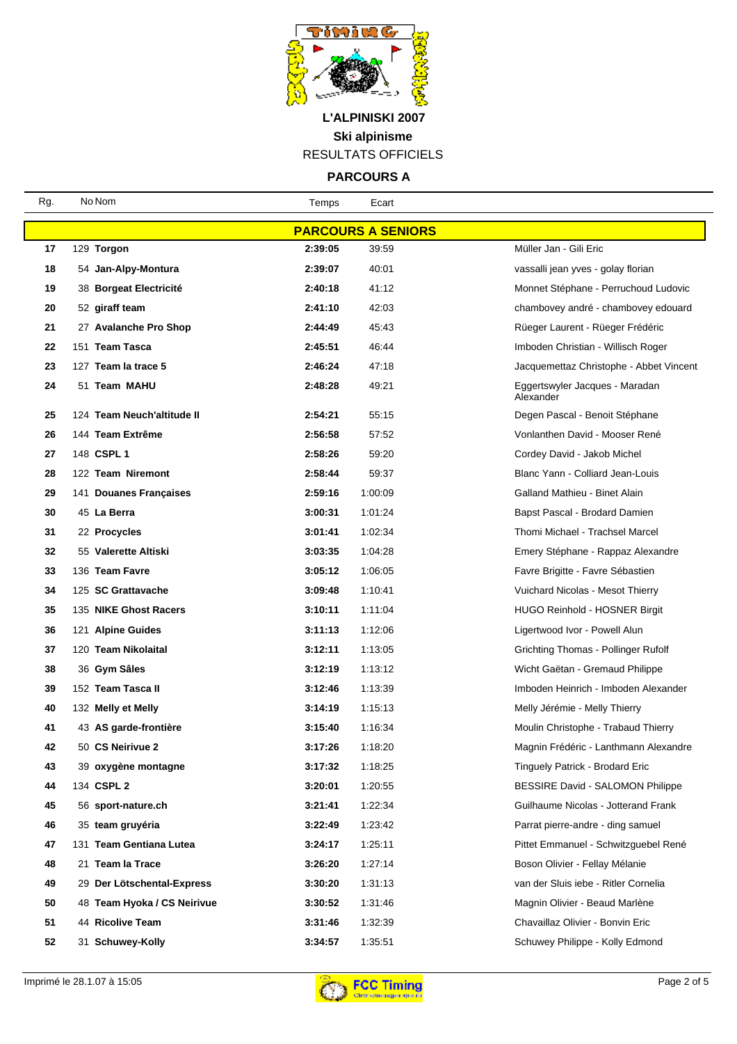**L'ALPINISKI 2007**

**Ski alpinisme**

RESULTATS OFFICIELS

**PARCOURS A**

| Rg. | No | Nom | Temps | Ecart | |
|---|---|---|---|---|---|
| | | **PARCOURS A SENIORS** | | | |
| **17** | 129 | **Torgon** | **2:39:05** | 39:59 | Müller Jan - Gili Eric |
| **18** | 54 | **Jan-Alpy-Montura** | **2:39:07** | 40:01 | vassalli jean yves - golay florian |
| **19** | 38 | **Borgeat Electricité** | **2:40:18** | 41:12 | Monnet Stéphane - Perruchoud Ludovic |
| **20** | 52 | **giraff team** | **2:41:10** | 42:03 | chambovey andré - chambovey edouard |
| **21** | 27 | **Avalanche Pro Shop** | **2:44:49** | 45:43 | Rüeger Laurent - Rüeger Frédéric |
| **22** | 151 | **Team Tasca** | **2:45:51** | 46:44 | Imboden Christian - Willisch Roger |
| **23** | 127 | **Team la trace 5** | **2:46:24** | 47:18 | Jacquemettaz Christophe - Abbet Vincent |
| **24** | 51 | **Team MAHU** | **2:48:28** | 49:21 | Eggertswyler Jacques - Maradan Alexander |
| **25** | 124 | **Team Neuch'altitude II** | **2:54:21** | 55:15 | Degen Pascal - Benoit Stéphane |
| **26** | 144 | **Team Extrême** | **2:56:58** | 57:52 | Vonlanthen David - Mooser René |
| **27** | 148 | **CSPL 1** | **2:58:26** | 59:20 | Cordey David - Jakob Michel |
| **28** | 122 | **Team Niremont** | **2:58:44** | 59:37 | Blanc Yann - Colliard Jean-Louis |
| **29** | 141 | **Douanes Françaises** | **2:59:16** | 1:00:09 | Galland Mathieu - Binet Alain |
| **30** | 45 | **La Berra** | **3:00:31** | 1:01:24 | Bapst Pascal - Brodard Damien |
| **31** | 22 | **Procycles** | **3:01:41** | 1:02:34 | Thomi Michael - Trachsel Marcel |
| **32** | 55 | **Valerette Altiski** | **3:03:35** | 1:04:28 | Emery Stéphane - Rappaz Alexandre |
| **33** | 136 | **Team Favre** | **3:05:12** | 1:06:05 | Favre Brigitte - Favre Sébastien |
| **34** | 125 | **SC Grattavache** | **3:09:48** | 1:10:41 | Vuichard Nicolas - Mesot Thierry |
| **35** | 135 | **NIKE Ghost Racers** | **3:10:11** | 1:11:04 | HUGO Reinhold - HOSNER Birgit |
| **36** | 121 | **Alpine Guides** | **3:11:13** | 1:12:06 | Ligertwood Ivor - Powell Alun |
| **37** | 120 | **Team Nikolaital** | **3:12:11** | 1:13:05 | Grichting Thomas - Pollinger Rufolf |
| **38** | 36 | **Gym Sâles** | **3:12:19** | 1:13:12 | Wicht Gaëtan - Gremaud Philippe |
| **39** | 152 | **Team Tasca II** | **3:12:46** | 1:13:39 | Imboden Heinrich - Imboden Alexander |
| **40** | 132 | **Melly et Melly** | **3:14:19** | 1:15:13 | Melly Jérémie - Melly Thierry |
| **41** | 43 | **AS garde-frontière** | **3:15:40** | 1:16:34 | Moulin Christophe - Trabaud Thierry |
| **42** | 50 | **CS Neirivue 2** | **3:17:26** | 1:18:20 | Magnin Frédéric - Lanthmann Alexandre |
| **43** | 39 | **oxygène montagne** | **3:17:32** | 1:18:25 | Tinguely Patrick - Brodard Eric |
| **44** | 134 | **CSPL 2** | **3:20:01** | 1:20:55 | BESSIRE David - SALOMON Philippe |
| **45** | 56 | **sport-nature.ch** | **3:21:41** | 1:22:34 | Guilhaume Nicolas - Jotterand Frank |
| **46** | 35 | **team gruyéria** | **3:22:49** | 1:23:42 | Parrat pierre-andre - ding samuel |
| **47** | 131 | **Team Gentiana Lutea** | **3:24:17** | 1:25:11 | Pittet Emmanuel - Schwitzguebel René |
| **48** | 21 | **Team la Trace** | **3:26:20** | 1:27:14 | Boson Olivier - Fellay Mélanie |
| **49** | 29 | **Der Lötschental-Express** | **3:30:20** | 1:31:13 | van der Sluis iebe - Ritler Cornelia |
| **50** | 48 | **Team Hyoka / CS Neirivue** | **3:30:52** | 1:31:46 | Magnin Olivier - Beaud Marlène |
| **51** | 44 | **Ricolive Team** | **3:31:46** | 1:32:39 | Chavaillaz Olivier - Bonvin Eric |
| **52** | 31 | **Schuwey-Kolly** | **3:34:57** | 1:35:51 | Schuwey Philippe - Kolly Edmond |

Imprimé le 28.1.07 à 15:05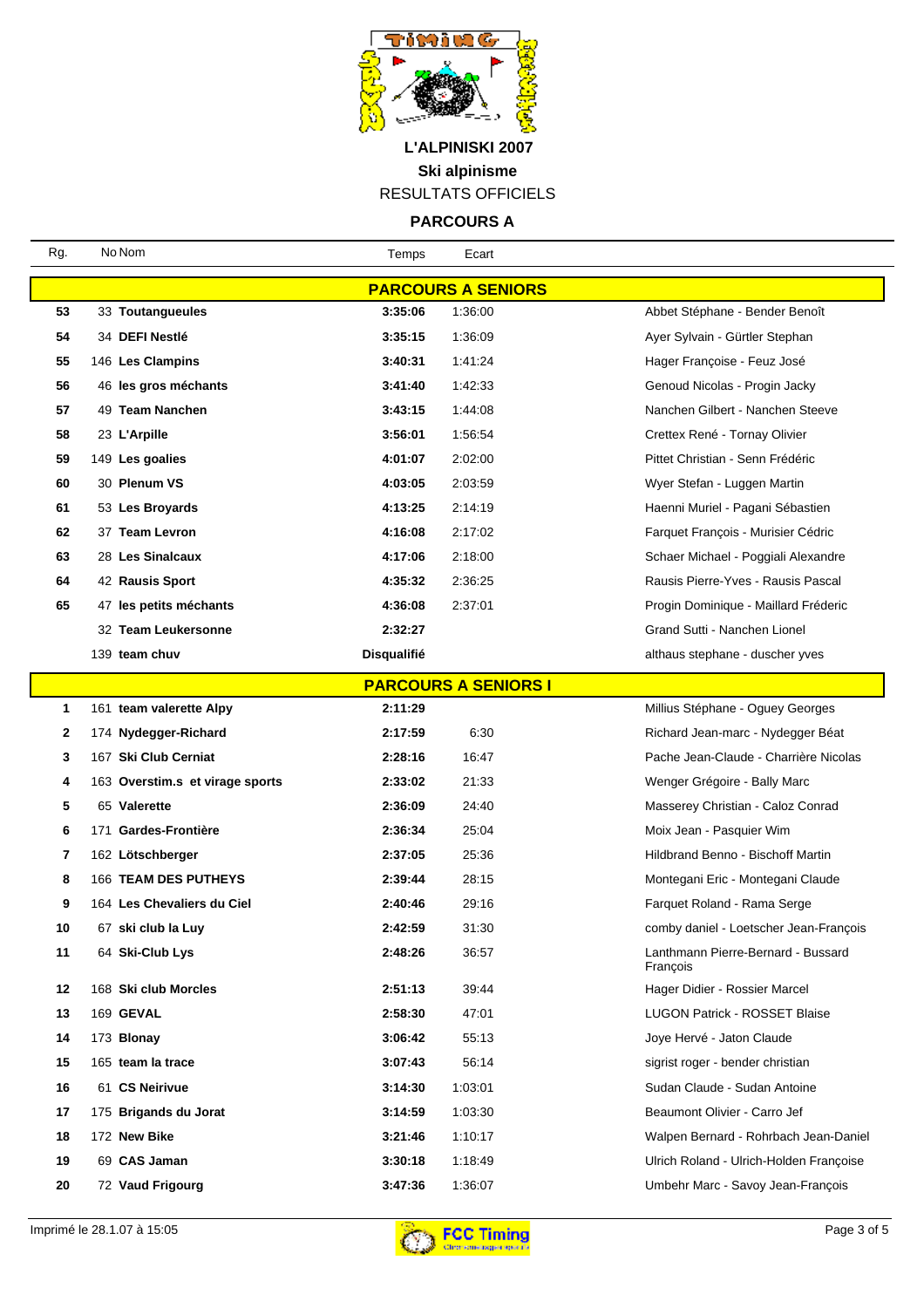# L'ALPINISKI 2007

## Ski alpinisme

RESULTATS OFFICIELS

## PARCOURS A

| Rg. | No | Nom | Temps | Ecart | |
|---|---|---|---|---|---|
| | | **PARCOURS A SENIORS** | | | |
| 53 | 33 | **Toutangueules** | **3:35:06** | 1:36:00 | Abbet Stéphane - Bender Benoît |
| 54 | 34 | **DEFI Nestlé** | **3:35:15** | 1:36:09 | Ayer Sylvain - Gürtler Stephan |
| 55 | 146 | **Les Clampins** | **3:40:31** | 1:41:24 | Hager Françoise - Feuz José |
| 56 | 46 | **les gros méchants** | **3:41:40** | 1:42:33 | Genoud Nicolas - Progin Jacky |
| 57 | 49 | **Team Nanchen** | **3:43:15** | 1:44:08 | Nanchen Gilbert - Nanchen Steeve |
| 58 | 23 | **L'Arpille** | **3:56:01** | 1:56:54 | Crettex René - Tornay Olivier |
| 59 | 149 | **Les goalies** | **4:01:07** | 2:02:00 | Pittet Christian - Senn Frédéric |
| 60 | 30 | **Plenum VS** | **4:03:05** | 2:03:59 | Wyer Stefan - Luggen Martin |
| 61 | 53 | **Les Broyards** | **4:13:25** | 2:14:19 | Haenni Muriel - Pagani Sébastien |
| 62 | 37 | **Team Levron** | **4:16:08** | 2:17:02 | Farquet François - Murisier Cédric |
| 63 | 28 | **Les Sinalcaux** | **4:17:06** | 2:18:00 | Schaer Michael - Poggiali Alexandre |
| 64 | 42 | **Rausis Sport** | **4:35:32** | 2:36:25 | Rausis Pierre-Yves - Rausis Pascal |
| 65 | 47 | **les petits méchants** | **4:36:08** | 2:37:01 | Progin Dominique - Maillard Fréderic |
| | 32 | **Team Leukersonne** | **2:32:27** | | Grand Sutti - Nanchen Lionel |
| | 139 | **team chuv** | **Disqualifié** | | althaus stephane - duscher yves |
| | | **PARCOURS A SENIORS I** | | | |
| 1 | 161 | **team valerette Alpy** | **2:11:29** | | Millius Stéphane - Oguey Georges |
| 2 | 174 | **Nydegger-Richard** | **2:17:59** | 6:30 | Richard Jean-marc - Nydegger Béat |
| 3 | 167 | **Ski Club Cerniat** | **2:28:16** | 16:47 | Pache Jean-Claude - Charrière Nicolas |
| 4 | 163 | **Overstim.s et virage sports** | **2:33:02** | 21:33 | Wenger Grégoire - Bally Marc |
| 5 | 65 | **Valerette** | **2:36:09** | 24:40 | Masserey Christian - Caloz Conrad |
| 6 | 171 | **Gardes-Frontière** | **2:36:34** | 25:04 | Moix Jean - Pasquier Wim |
| 7 | 162 | **Lötschberger** | **2:37:05** | 25:36 | Hildbrand Benno - Bischoff Martin |
| 8 | 166 | **TEAM DES PUTHEYS** | **2:39:44** | 28:15 | Montegani Eric - Montegani Claude |
| 9 | 164 | **Les Chevaliers du Ciel** | **2:40:46** | 29:16 | Farquet Roland - Rama Serge |
| 10 | 67 | **ski club la Luy** | **2:42:59** | 31:30 | comby daniel - Loetscher Jean-François |
| 11 | 64 | **Ski-Club Lys** | **2:48:26** | 36:57 | Lanthmann Pierre-Bernard - Bussard François |
| 12 | 168 | **Ski club Morcles** | **2:51:13** | 39:44 | Hager Didier - Rossier Marcel |
| 13 | 169 | **GEVAL** | **2:58:30** | 47:01 | LUGON Patrick - ROSSET Blaise |
| 14 | 173 | **Blonay** | **3:06:42** | 55:13 | Joye Hervé - Jaton Claude |
| 15 | 165 | **team la trace** | **3:07:43** | 56:14 | sigrist roger - bender christian |
| 16 | 61 | **CS Neirivue** | **3:14:30** | 1:03:01 | Sudan Claude - Sudan Antoine |
| 17 | 175 | **Brigands du Jorat** | **3:14:59** | 1:03:30 | Beaumont Olivier - Carro Jef |
| 18 | 172 | **New Bike** | **3:21:46** | 1:10:17 | Walpen Bernard - Rohrbach Jean-Daniel |
| 19 | 69 | **CAS Jaman** | **3:30:18** | 1:18:49 | Ulrich Roland - Ulrich-Holden Françoise |
| 20 | 72 | **Vaud Frigourg** | **3:47:36** | 1:36:07 | Umbehr Marc - Savoy Jean-François |

Imprimé le 28.1.07 à 15:05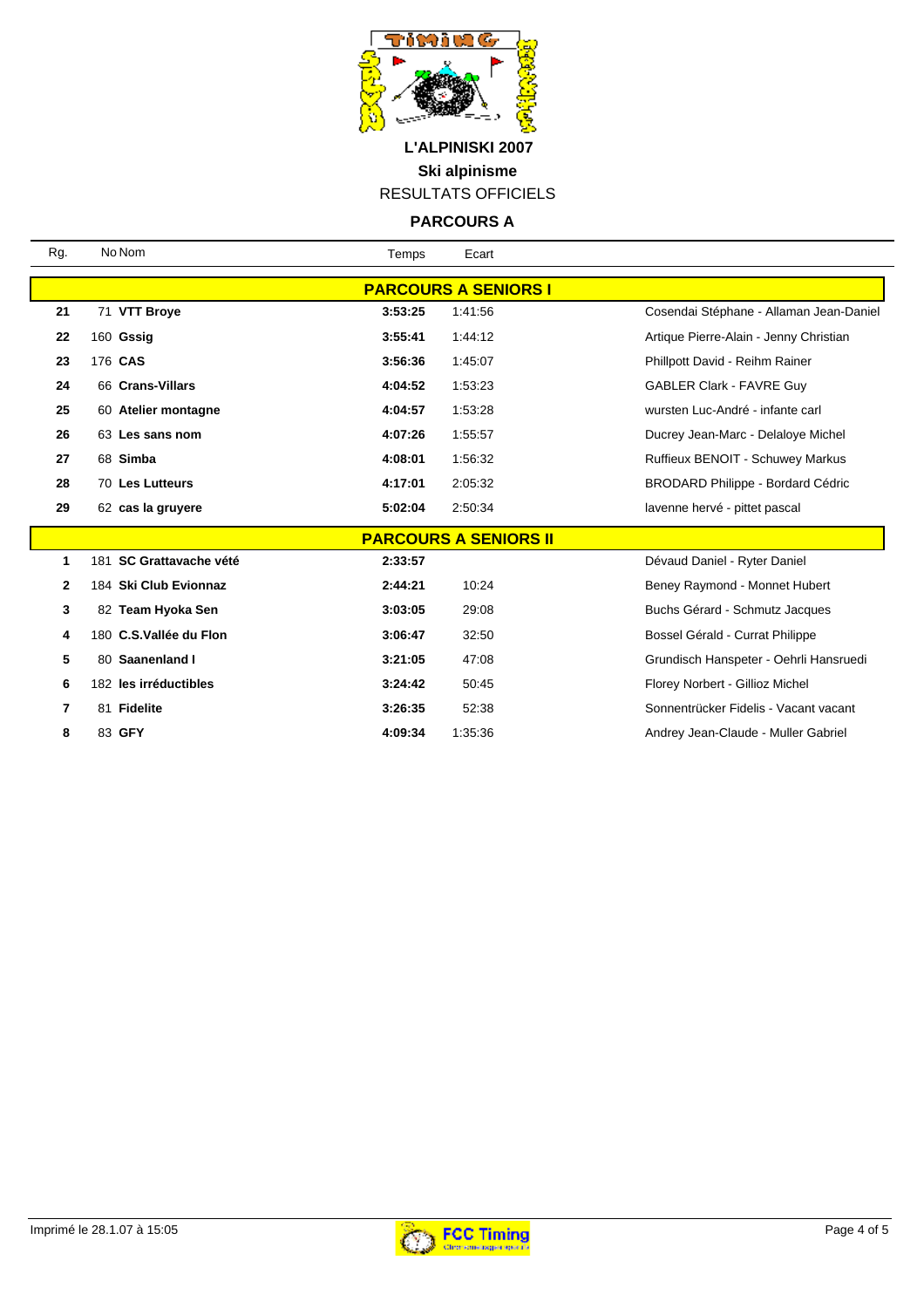**L'ALPINISKI 2007**

**Ski alpinisme**

RESULTATS OFFICIELS

**PARCOURS A**

| Rg. | No | Nom | Temps | Ecart | |
|---|---|---|---|---|---|
| | | **PARCOURS A SENIORS I** | | | |
| **21** | 71 | **VTT Broye** | **3:53:25** | 1:41:56 | Cosendai Stéphane - Allaman Jean-Daniel |
| **22** | 160 | **Gssig** | **3:55:41** | 1:44:12 | Artique Pierre-Alain - Jenny Christian |
| **23** | 176 | **CAS** | **3:56:36** | 1:45:07 | Phillpott David - Reihm Rainer |
| **24** | 66 | **Crans-Villars** | **4:04:52** | 1:53:23 | GABLER Clark - FAVRE Guy |
| **25** | 60 | **Atelier montagne** | **4:04:57** | 1:53:28 | wursten Luc-André - infante carl |
| **26** | 63 | **Les sans nom** | **4:07:26** | 1:55:57 | Ducrey Jean-Marc - Delaloye Michel |
| **27** | 68 | **Simba** | **4:08:01** | 1:56:32 | Ruffieux BENOIT - Schuwey Markus |
| **28** | 70 | **Les Lutteurs** | **4:17:01** | 2:05:32 | BRODARD Philippe - Bordard Cédric |
| **29** | 62 | **cas la gruyere** | **5:02:04** | 2:50:34 | lavenne hervé - pittet pascal |
| | | **PARCOURS A SENIORS II** | | | |
| **1** | 181 | **SC Grattavache vété** | **2:33:57** | | Dévaud Daniel - Ryter Daniel |
| **2** | 184 | **Ski Club Evionnaz** | **2:44:21** | 10:24 | Beney Raymond - Monnet Hubert |
| **3** | 82 | **Team Hyoka Sen** | **3:03:05** | 29:08 | Buchs Gérard - Schmutz Jacques |
| **4** | 180 | **C.S.Vallée du Flon** | **3:06:47** | 32:50 | Bossel Gérald - Currat Philippe |
| **5** | 80 | **Saanenland I** | **3:21:05** | 47:08 | Grundisch Hanspeter - Oehrli Hansruedi |
| **6** | 182 | **les irréductibles** | **3:24:42** | 50:45 | Florey Norbert - Gillioz Michel |
| **7** | 81 | **Fidelite** | **3:26:35** | 52:38 | Sonnentrücker Fidelis - Vacant vacant |
| **8** | 83 | **GFY** | **4:09:34** | 1:35:36 | Andrey Jean-Claude - Muller Gabriel |

Imprimé le 28.1.07 à 15:05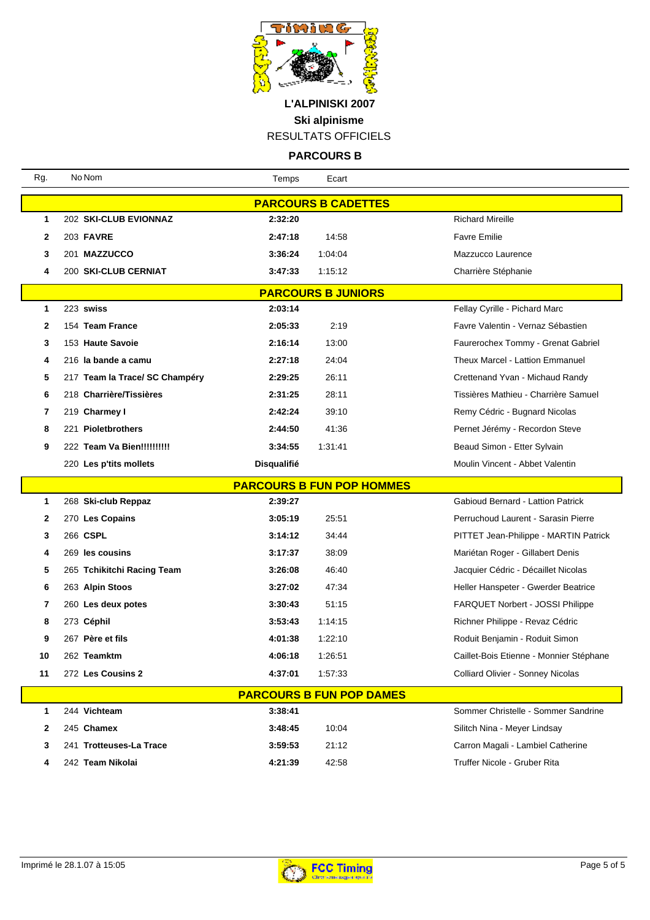**L'ALPINISKI 2007**

**Ski alpinisme**

RESULTATS OFFICIELS

**PARCOURS B**

| Rg. | No | Nom | Temps | Ecart | |
|---|---|---|---|---|---|
| | | **PARCOURS B CADETTES** | | | |
| 1 | 202 | **SKI-CLUB EVIONNAZ** | **2:32:20** | | Richard Mireille |
| 2 | 203 | **FAVRE** | **2:47:18** | 14:58 | Favre Emilie |
| 3 | 201 | **MAZZUCCO** | **3:36:24** | 1:04:04 | Mazzucco Laurence |
| 4 | 200 | **SKI-CLUB CERNIAT** | **3:47:33** | 1:15:12 | Charrière Stéphanie |
| | | **PARCOURS B JUNIORS** | | | |
| 1 | 223 | **swiss** | **2:03:14** | | Fellay Cyrille - Pichard Marc |
| 2 | 154 | **Team France** | **2:05:33** | 2:19 | Favre Valentin - Vernaz Sébastien |
| 3 | 153 | **Haute Savoie** | **2:16:14** | 13:00 | Faurerochex Tommy - Grenat Gabriel |
| 4 | 216 | **la bande a camu** | **2:27:18** | 24:04 | Theux Marcel - Lattion Emmanuel |
| 5 | 217 | **Team la Trace/ SC Champéry** | **2:29:25** | 26:11 | Crettenand Yvan - Michaud Randy |
| 6 | 218 | **Charrière/Tissières** | **2:31:25** | 28:11 | Tissières Mathieu - Charrière Samuel |
| 7 | 219 | **Charmey I** | **2:42:24** | 39:10 | Remy Cédric - Bugnard Nicolas |
| 8 | 221 | **Pioletbrothers** | **2:44:50** | 41:36 | Pernet Jérémy - Recordon Steve |
| 9 | 222 | **Team Va Bien!!!!!!!!!!** | **3:34:55** | 1:31:41 | Beaud Simon - Etter Sylvain |
| | 220 | **Les p'tits mollets** | **Disqualifié** | | Moulin Vincent - Abbet Valentin |
| | | **PARCOURS B FUN POP HOMMES** | | | |
| 1 | 268 | **Ski-club Reppaz** | **2:39:27** | | Gabioud Bernard - Lattion Patrick |
| 2 | 270 | **Les Copains** | **3:05:19** | 25:51 | Perruchoud Laurent - Sarasin Pierre |
| 3 | 266 | **CSPL** | **3:14:12** | 34:44 | PITTET Jean-Philippe - MARTIN Patrick |
| 4 | 269 | **les cousins** | **3:17:37** | 38:09 | Mariétan Roger - Gillabert Denis |
| 5 | 265 | **Tchikitchi Racing Team** | **3:26:08** | 46:40 | Jacquier Cédric - Décaillet Nicolas |
| 6 | 263 | **Alpin Stoos** | **3:27:02** | 47:34 | Heller Hanspeter - Gwerder Beatrice |
| 7 | 260 | **Les deux potes** | **3:30:43** | 51:15 | FARQUET Norbert - JOSSI Philippe |
| 8 | 273 | **Céphil** | **3:53:43** | 1:14:15 | Richner Philippe - Revaz Cédric |
| 9 | 267 | **Père et fils** | **4:01:38** | 1:22:10 | Roduit Benjamin - Roduit Simon |
| 10 | 262 | **Teamktm** | **4:06:18** | 1:26:51 | Caillet-Bois Etienne - Monnier Stéphane |
| 11 | 272 | **Les Cousins 2** | **4:37:01** | 1:57:33 | Colliard Olivier - Sonney Nicolas |
| | | **PARCOURS B FUN POP DAMES** | | | |
| 1 | 244 | **Vichteam** | **3:38:41** | | Sommer Christelle - Sommer Sandrine |
| 2 | 245 | **Chamex** | **3:48:45** | 10:04 | Silitch Nina - Meyer Lindsay |
| 3 | 241 | **Trotteuses-La Trace** | **3:59:53** | 21:12 | Carron Magali - Lambiel Catherine |
| 4 | 242 | **Team Nikolai** | **4:21:39** | 42:58 | Truffer Nicole - Gruber Rita |

Imprimé le 28.1.07 à 15:05